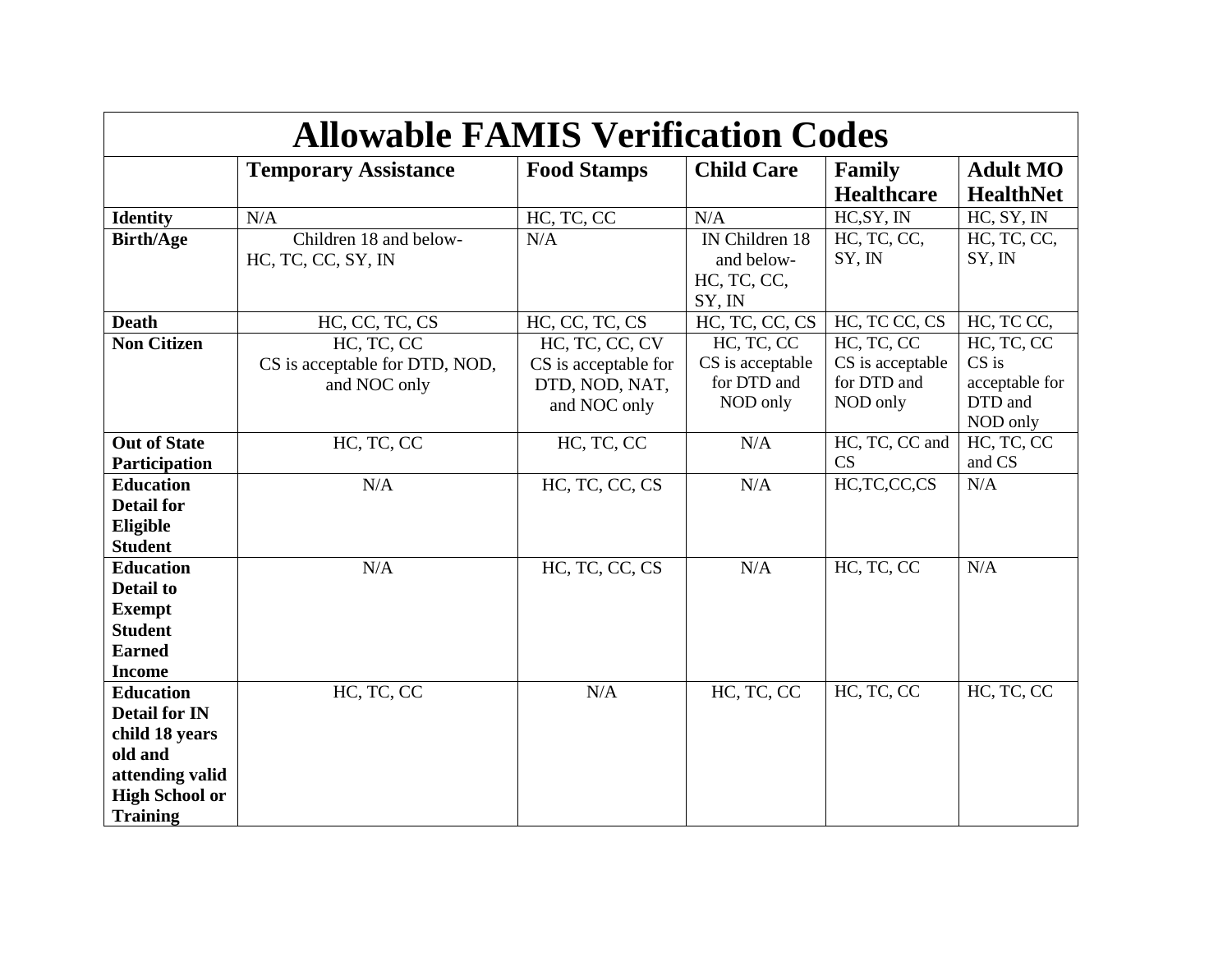# Allowable FAMIS Verification Codes

| | Temporary Assistance | Food Stamps | Child Care | Family Healthcare | Adult MO HealthNet |
|---|---|---|---|---|---|
| **Identity** | N/A | HC, TC, CC | N/A | HC,SY, IN | HC, SY, IN |
| **Birth/Age** | Children 18 and below- HC, TC, CC, SY, IN | N/A | IN Children 18 and below- HC, TC, CC, SY, IN | HC, TC, CC, SY, IN | HC, TC, CC, SY, IN |
| **Death** | HC, CC, TC, CS | HC, CC, TC, CS | HC, TC, CC, CS | HC, TC CC, CS | HC, TC CC, |
| **Non Citizen** | HC, TC, CC CS is acceptable for DTD, NOD, and NOC only | HC, TC, CC, CV CS is acceptable for DTD, NOD, NAT, and NOC only | HC, TC, CC CS is acceptable for DTD and NOD only | HC, TC, CC CS is acceptable for DTD and NOD only | HC, TC, CC CS is acceptable for DTD and NOD only |
| **Out of State Participation** | HC, TC, CC | HC, TC, CC | N/A | HC, TC, CC and CS | HC, TC, CC and CS |
| **Education Detail for Eligible Student** | N/A | HC, TC, CC, CS | N/A | HC,TC,CC,CS | N/A |
| **Education Detail to Exempt Student Earned Income** | N/A | HC, TC, CC, CS | N/A | HC, TC, CC | N/A |
| **Education Detail for IN child 18 years old and attending valid High School or Training** | HC, TC, CC | N/A | HC, TC, CC | HC, TC, CC | HC, TC, CC |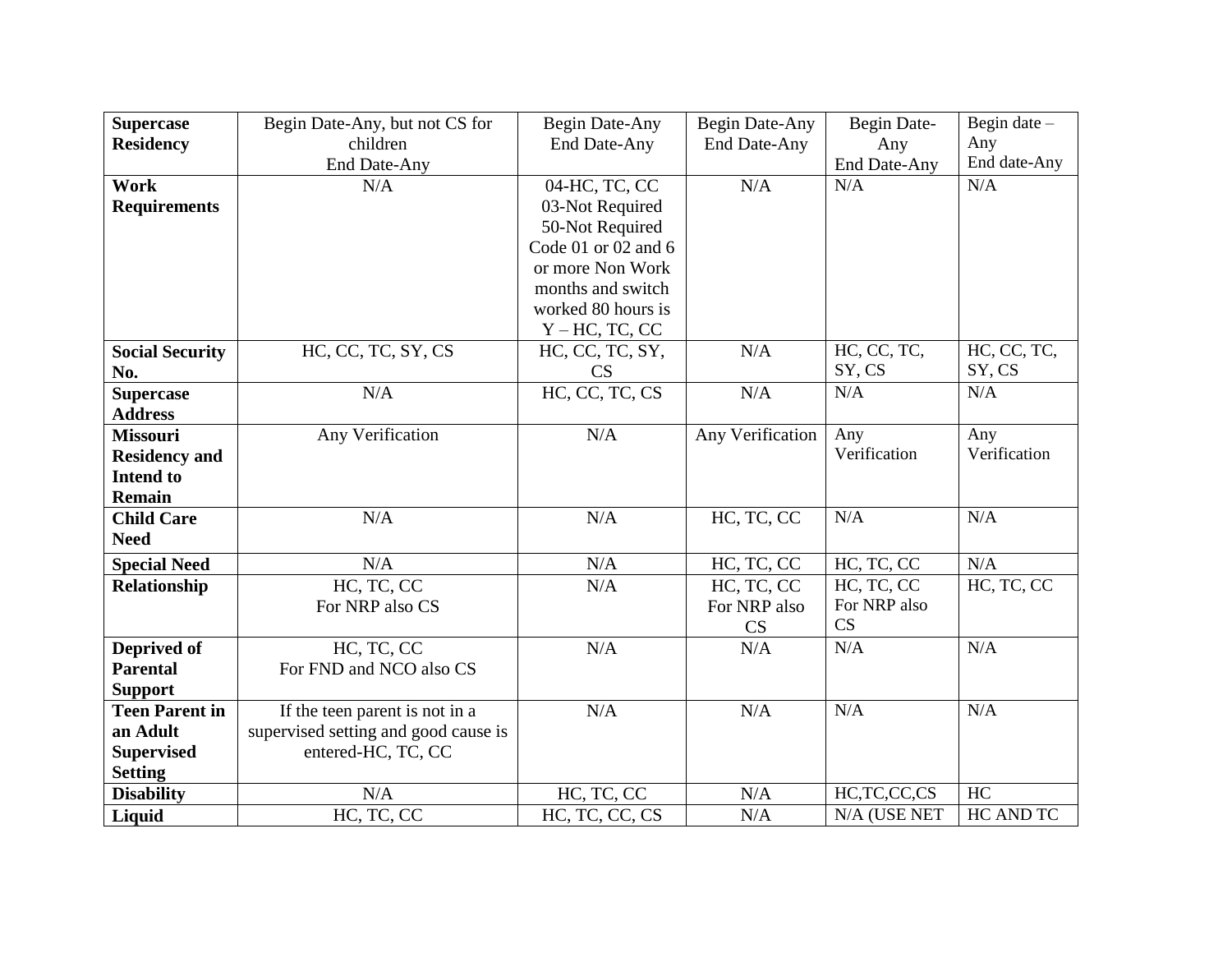| **Supercase Residency** | Begin Date-Any, but not CS for children End Date-Any | Begin Date-Any End Date-Any | Begin Date-Any End Date-Any | Begin Date-Any End Date-Any | Begin date – Any End date-Any |
|---|---|---|---|---|---|
| **Work Requirements** | N/A | 04-HC, TC, CC 03-Not Required 50-Not Required Code 01 or 02 and 6 or more Non Work months and switch worked 80 hours is Y – HC, TC, CC | N/A | N/A | N/A |
| **Social Security No.** | HC, CC, TC, SY, CS | HC, CC, TC, SY, CS | N/A | HC, CC, TC, SY, CS | HC, CC, TC, SY, CS |
| **Supercase Address** | N/A | HC, CC, TC, CS | N/A | N/A | N/A |
| **Missouri Residency and Intend to Remain** | Any Verification | N/A | Any Verification | Any Verification | Any Verification |
| **Child Care Need** | N/A | N/A | HC, TC, CC | N/A | N/A |
| **Special Need** | N/A | N/A | HC, TC, CC | HC, TC, CC | N/A |
| **Relationship** | HC, TC, CC For NRP also CS | N/A | HC, TC, CC For NRP also CS | HC, TC, CC For NRP also CS | HC, TC, CC |
| **Deprived of Parental Support** | HC, TC, CC For FND and NCO also CS | N/A | N/A | N/A | N/A |
| **Teen Parent in an Adult Supervised Setting** | If the teen parent is not in a supervised setting and good cause is entered-HC, TC, CC | N/A | N/A | N/A | N/A |
| **Disability** | N/A | HC, TC, CC | N/A | HC,TC,CC,CS | HC |
| **Liquid** | HC, TC, CC | HC, TC, CC, CS | N/A | N/A (USE NET | HC AND TC |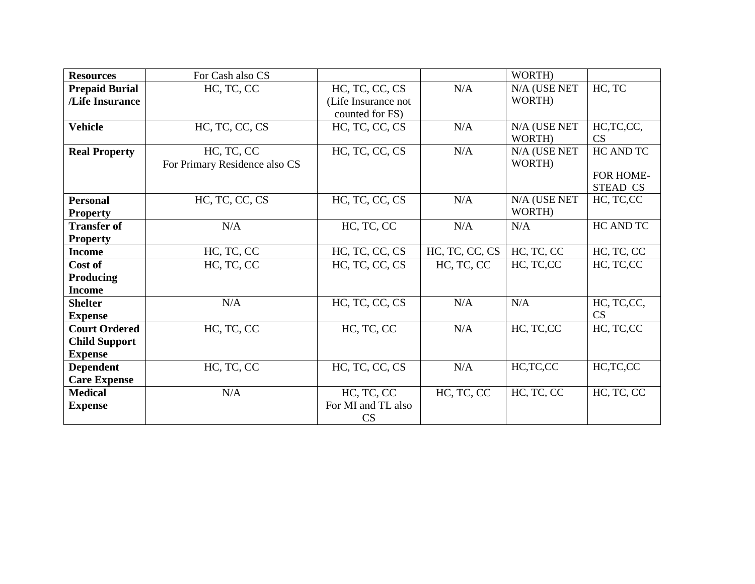| | | | | | |
|---|---|---|---|---|---|
| **Resources** | For Cash also CS | | | WORTH) | |
| **Prepaid Burial /Life Insurance** | HC, TC, CC | HC, TC, CC, CS (Life Insurance not counted for FS) | N/A | N/A (USE NET WORTH) | HC, TC |
| **Vehicle** | HC, TC, CC, CS | HC, TC, CC, CS | N/A | N/A (USE NET WORTH) | HC,TC,CC, CS |
| **Real Property** | HC, TC, CC For Primary Residence also CS | HC, TC, CC, CS | N/A | N/A (USE NET WORTH) | HC AND TC FOR HOME-STEAD CS |
| **Personal Property** | HC, TC, CC, CS | HC, TC, CC, CS | N/A | N/A (USE NET WORTH) | HC, TC,CC |
| **Transfer of Property** | N/A | HC, TC, CC | N/A | N/A | HC AND TC |
| **Income** | HC, TC, CC | HC, TC, CC, CS | HC, TC, CC, CS | HC, TC, CC | HC, TC, CC |
| **Cost of Producing Income** | HC, TC, CC | HC, TC, CC, CS | HC, TC, CC | HC, TC,CC | HC, TC,CC |
| **Shelter Expense** | N/A | HC, TC, CC, CS | N/A | N/A | HC, TC,CC, CS |
| **Court Ordered Child Support Expense** | HC, TC, CC | HC, TC, CC | N/A | HC, TC,CC | HC, TC,CC |
| **Dependent Care Expense** | HC, TC, CC | HC, TC, CC, CS | N/A | HC,TC,CC | HC,TC,CC |
| **Medical Expense** | N/A | HC, TC, CC For MI and TL also CS | HC, TC, CC | HC, TC, CC | HC, TC, CC |